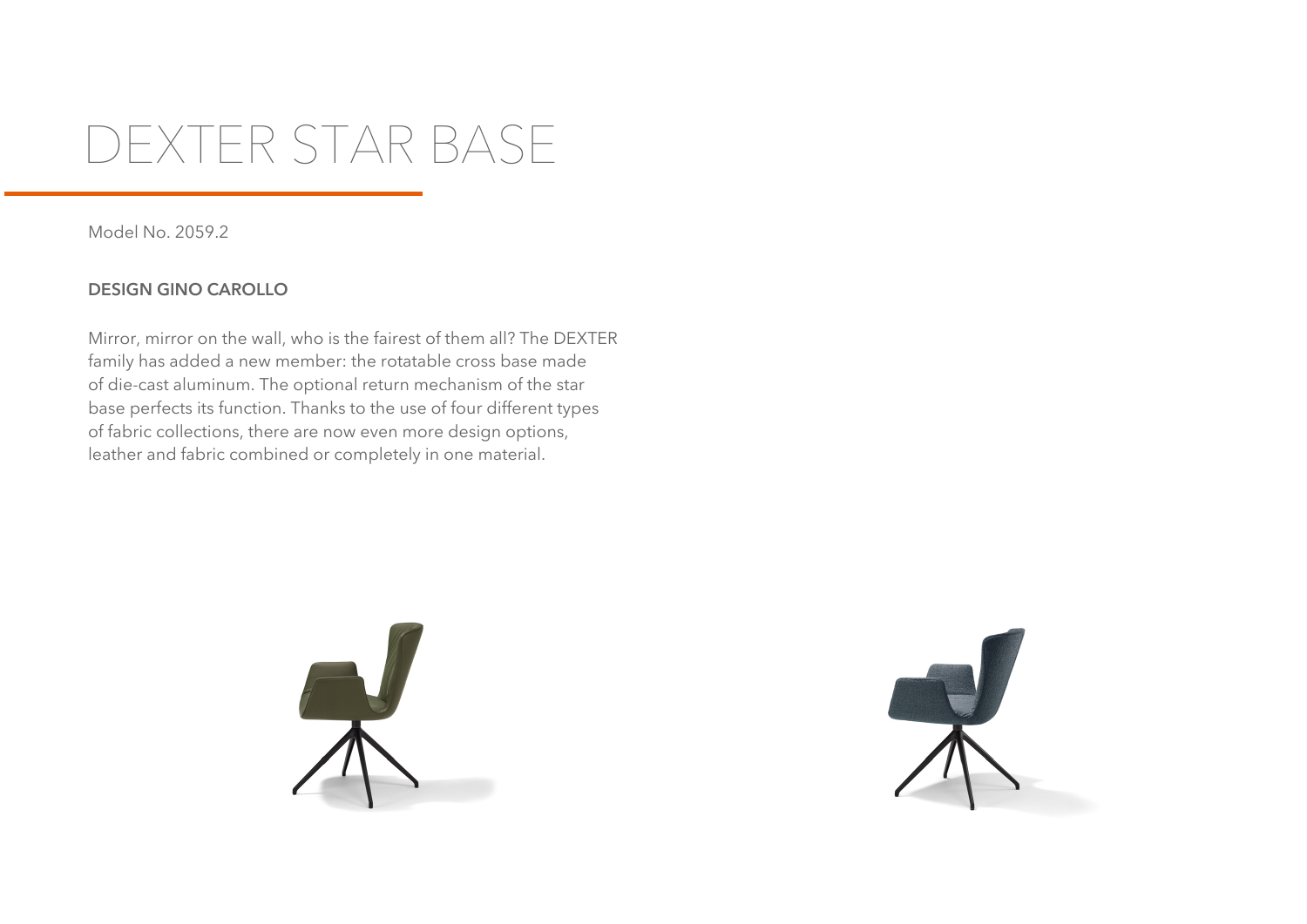# DEXTER STAR BASE

Model No. 2059.2

**DESIGN GINO CAROLLO**

Mirror, mirror on the wall, who is the fairest of them all? The DEXTER family has added a new member: the rotatable cross base made of die-cast aluminum. The optional return mechanism of the star base perfects its function. Thanks to the use of four different types of fabric collections, there are now even more design options, leather and fabric combined or completely in one material.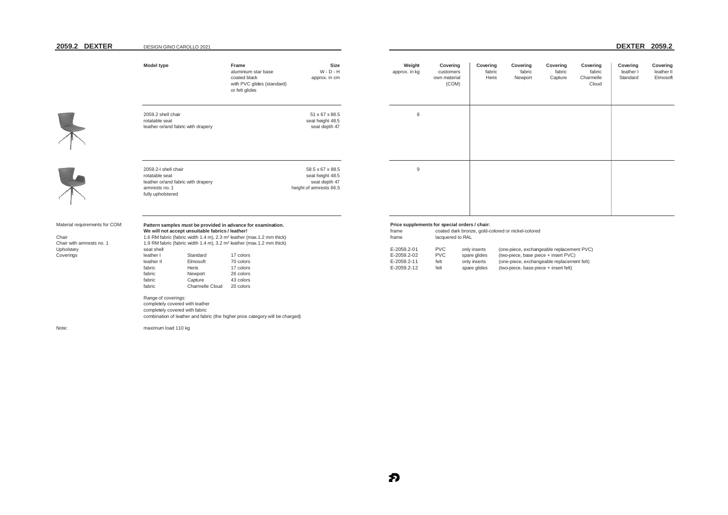# 2059.2 DEXTER

DESIGN GINO CAROLLO 2021

| Model type | Frame<br>aluminium star base<br>coated black<br>with PVC glides (standard)<br>or felt glides | Size<br>W - D - H<br>approx. in cm | Weight<br>approx. in kg | Covering<br>customers<br>own material<br>(COM) | Covering<br>fabric<br>Heris | Covering<br>fabric<br>Newport | Covering<br>fabric<br>Capture | Covering<br>fabric<br>Charmelle<br>Cloud | Covering<br>leather I<br>Standard | Covering<br>leather II<br>Elmosoft |
|---|---|---|---|---|---|---|---|---|---|---|
| 2059.2 shell chair<br>rotatable seat<br>leather or/and fabric with drapery | | 51 x 67 x 88.5<br>seat height 48.5<br>seat depth 47 | 8 | | | | | | | |
| 2059.2-I shell chair<br>rotatable seat<br>leather or/and fabric with drapery<br>armrests no. 1<br>fully upholstered | | 58.5 x 67 x 88.5<br>seat height 48.5<br>seat depth 47<br>height of armrests 66.5 | 9 | | | | | | | |

Material requirements for COM:

**Pattern samples must be provided in advance for examination.**
**We will not accept unsuitable fabrics / leather!**

Chair: 1.6 RM fabric (fabric width 1.4 m), 2.3 m² leather (max.1.2 mm thick)
Chair with armrests no. 1: 1.9 RM fabric (fabric width 1.4 m), 3.2 m² leather (max.1.2 mm thick)
Upholstery: seat shell

Coverings:

| | | |
|---|---|---|
| leather I | Standard | 17 colors |
| leather II | Elmosoft | 70 colors |
| fabric | Heris | 17 colors |
| fabric | Newport | 26 colors |
| fabric | Capture | 43 colors |
| fabric | Charmelle Cloud | 20 colors |

Range of coverings:
completely covered with leather
completely covered with fabric
combination of leather and fabric (the higher price category will be charged)

Note: maximum load 110 kg

**Price supplements for special orders / chair:**

| | |
|---|---|
| frame | coated dark bronze, gold-colored or nickel-colored |
| frame | lacquered to RAL |

| | | | |
|---|---|---|---|
| E-2059.2-01 | PVC | only inserts | (one-piece, exchangeable replacement PVC) |
| E-2059.2-02 | PVC | spare glides | (two-piece, base piece + insert PVC) |
| E-2059.2-11 | felt | only inserts | (one-piece, exchangeable replacement felt) |
| E-2059.2-12 | felt | spare glides | (two-piece, base piece + insert felt) |